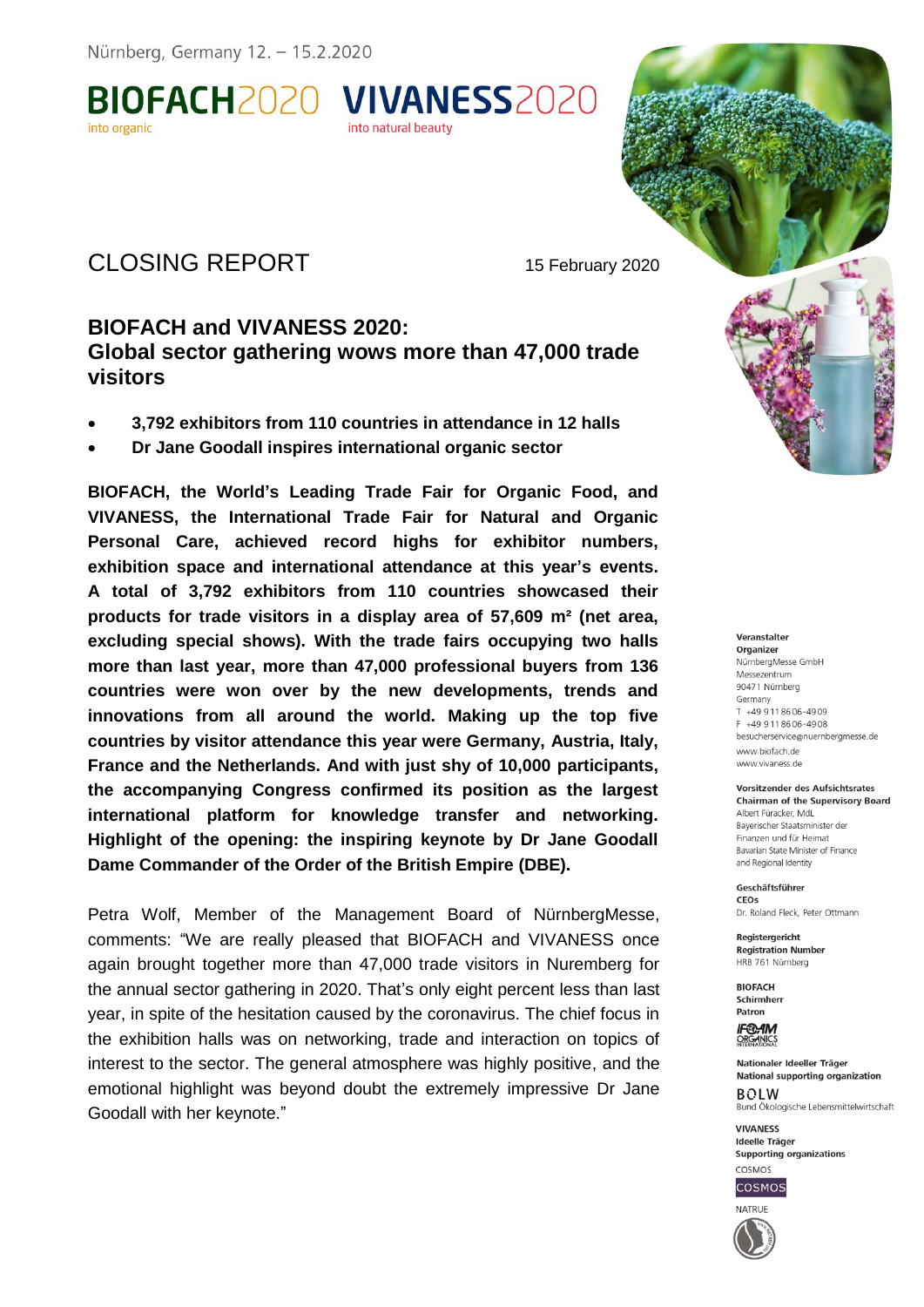Nürnberg, Germany 12. – 15.2.2020

BIOFACH2020 into organic VIVANESS2020 into natural beauty

# CLOSING REPORT

15 February 2020

## BIOFACH and VIVANESS 2020: Global sector gathering wows more than 47,000 trade visitors

- **3,792 exhibitors from 110 countries in attendance in 12 halls**
- **Dr Jane Goodall inspires international organic sector**

**BIOFACH, the World's Leading Trade Fair for Organic Food, and VIVANESS, the International Trade Fair for Natural and Organic Personal Care, achieved record highs for exhibitor numbers, exhibition space and international attendance at this year's events. A total of 3,792 exhibitors from 110 countries showcased their products for trade visitors in a display area of 57,609 m² (net area, excluding special shows). With the trade fairs occupying two halls more than last year, more than 47,000 professional buyers from 136 countries were won over by the new developments, trends and innovations from all around the world. Making up the top five countries by visitor attendance this year were Germany, Austria, Italy, France and the Netherlands. And with just shy of 10,000 participants, the accompanying Congress confirmed its position as the largest international platform for knowledge transfer and networking. Highlight of the opening: the inspiring keynote by Dr Jane Goodall Dame Commander of the Order of the British Empire (DBE).**

Petra Wolf, Member of the Management Board of NürnbergMesse, comments: "We are really pleased that BIOFACH and VIVANESS once again brought together more than 47,000 trade visitors in Nuremberg for the annual sector gathering in 2020. That's only eight percent less than last year, in spite of the hesitation caused by the coronavirus. The chief focus in the exhibition halls was on networking, trade and interaction on topics of interest to the sector. The general atmosphere was highly positive, and the emotional highlight was beyond doubt the extremely impressive Dr Jane Goodall with her keynote."

**Veranstalter**
**Organizer**
NürnbergMesse GmbH
Messezentrum
90471 Nürnberg
Germany
T +49 9 11 86 06-49 09
F +49 9 11 86 06-49 08
besucherservice@nuernbergmesse.de
www.biofach.de
www.vivaness.de

**Vorsitzender des Aufsichtsrates**
**Chairman of the Supervisory Board**
Albert Füracker, MdL
Bayerischer Staatsminister der Finanzen und für Heimat
Bavarian State Minister of Finance and Regional Identity

**Geschäftsführer**
**CEOs**
Dr. Roland Fleck, Peter Ottmann

**Registergericht**
**Registration Number**
HRB 761 Nürnberg

**BIOFACH**
**Schirmherr**
**Patron**
IFOAM ORGANICS INTERNATIONAL

**Nationaler Ideeller Träger**
**National supporting organization**
BÖLW
Bund Ökologische Lebensmittelwirtschaft

**VIVANESS**
**Ideelle Träger**
**Supporting organizations**
COSMOS
NATRUE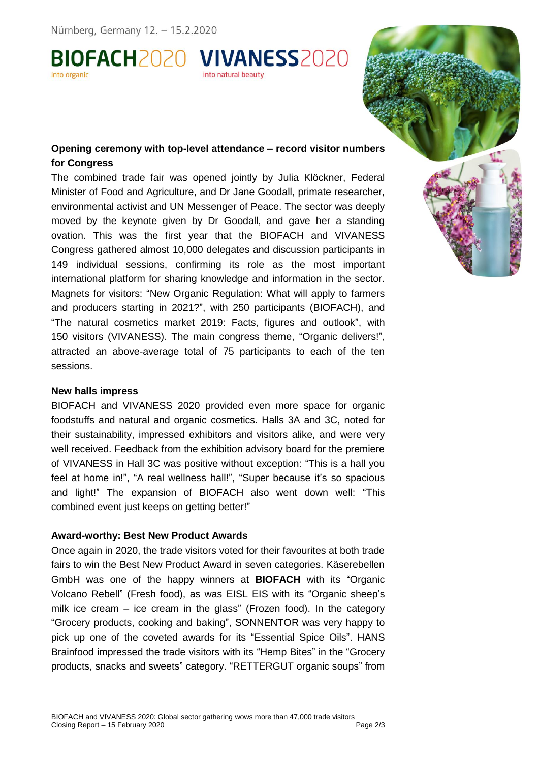## Opening ceremony with top-level attendance – record visitor numbers for Congress

The combined trade fair was opened jointly by Julia Klöckner, Federal Minister of Food and Agriculture, and Dr Jane Goodall, primate researcher, environmental activist and UN Messenger of Peace. The sector was deeply moved by the keynote given by Dr Goodall, and gave her a standing ovation. This was the first year that the BIOFACH and VIVANESS Congress gathered almost 10,000 delegates and discussion participants in 149 individual sessions, confirming its role as the most important international platform for sharing knowledge and information in the sector. Magnets for visitors: "New Organic Regulation: What will apply to farmers and producers starting in 2021?", with 250 participants (BIOFACH), and "The natural cosmetics market 2019: Facts, figures and outlook", with 150 visitors (VIVANESS). The main congress theme, "Organic delivers!", attracted an above-average total of 75 participants to each of the ten sessions.

## New halls impress

BIOFACH and VIVANESS 2020 provided even more space for organic foodstuffs and natural and organic cosmetics. Halls 3A and 3C, noted for their sustainability, impressed exhibitors and visitors alike, and were very well received. Feedback from the exhibition advisory board for the premiere of VIVANESS in Hall 3C was positive without exception: "This is a hall you feel at home in!", "A real wellness hall!", "Super because it's so spacious and light!" The expansion of BIOFACH also went down well: "This combined event just keeps on getting better!"

## Award-worthy: Best New Product Awards

Once again in 2020, the trade visitors voted for their favourites at both trade fairs to win the Best New Product Award in seven categories. Käserebellen GmbH was one of the happy winners at **BIOFACH** with its "Organic Volcano Rebell" (Fresh food), as was EISL EIS with its "Organic sheep's milk ice cream – ice cream in the glass" (Frozen food). In the category "Grocery products, cooking and baking", SONNENTOR was very happy to pick up one of the coveted awards for its "Essential Spice Oils". HANS Brainfood impressed the trade visitors with its "Hemp Bites" in the "Grocery products, snacks and sweets" category. "RETTERGUT organic soups" from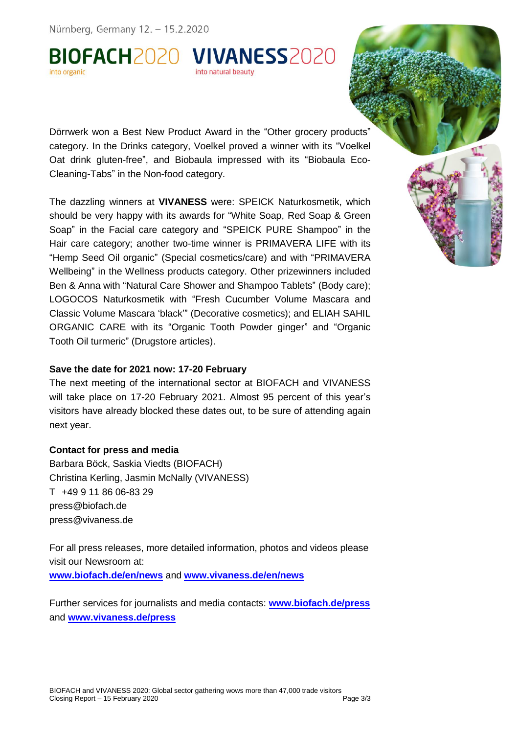Dörrwerk won a Best New Product Award in the "Other grocery products" category. In the Drinks category, Voelkel proved a winner with its "Voelkel Oat drink gluten-free", and Biobaula impressed with its "Biobaula Eco-Cleaning-Tabs" in the Non-food category.

The dazzling winners at **VIVANESS** were: SPEICK Naturkosmetik, which should be very happy with its awards for "White Soap, Red Soap & Green Soap" in the Facial care category and "SPEICK PURE Shampoo" in the Hair care category; another two-time winner is PRIMAVERA LIFE with its "Hemp Seed Oil organic" (Special cosmetics/care) and with "PRIMAVERA Wellbeing" in the Wellness products category. Other prizewinners included Ben & Anna with "Natural Care Shower and Shampoo Tablets" (Body care); LOGOCOS Naturkosmetik with "Fresh Cucumber Volume Mascara and Classic Volume Mascara 'black'" (Decorative cosmetics); and ELIAH SAHIL ORGANIC CARE with its "Organic Tooth Powder ginger" and "Organic Tooth Oil turmeric" (Drugstore articles).

**Save the date for 2021 now: 17-20 February**

The next meeting of the international sector at BIOFACH and VIVANESS will take place on 17-20 February 2021. Almost 95 percent of this year's visitors have already blocked these dates out, to be sure of attending again next year.

**Contact for press and media**

Barbara Böck, Saskia Viedts (BIOFACH)
Christina Kerling, Jasmin McNally (VIVANESS)
T +49 9 11 86 06-83 29
press@biofach.de
press@vivaness.de

For all press releases, more detailed information, photos and videos please visit our Newsroom at:
**www.biofach.de/en/news** and **www.vivaness.de/en/news**

Further services for journalists and media contacts: **www.biofach.de/press** and **www.vivaness.de/press**